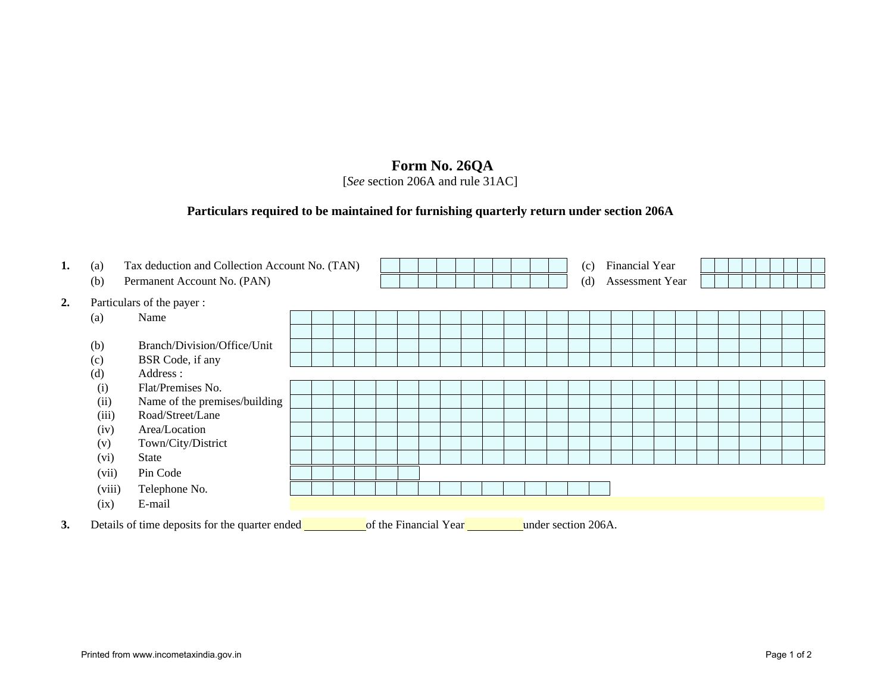# Form No. 26QA

[*See* section 206A and rule 31AC]

**Particulars required to be maintained for furnishing quarterly return under section 206A**

**1.** (a) Tax deduction and Collection Account No. (TAN) | | | | | | | | | | |

(b) Permanent Account No. (PAN) | | | | | | | | | | |

(c) Financial Year | | | | | | | | | |

(d) Assessment Year | | | | | | | | | |

**2.** Particulars of the payer :

(a) Name

(b) Branch/Division/Office/Unit

(c) BSR Code, if any

(d) Address :

(i) Flat/Premises No.

(ii) Name of the premises/building

(iii) Road/Street/Lane

(iv) Area/Location

(v) Town/City/District

(vi) State

(vii) Pin Code

(viii) Telephone No.

(ix) E-mail

**3.** Details of time deposits for the quarter ended ____________ of the Financial Year ____________ under section 206A.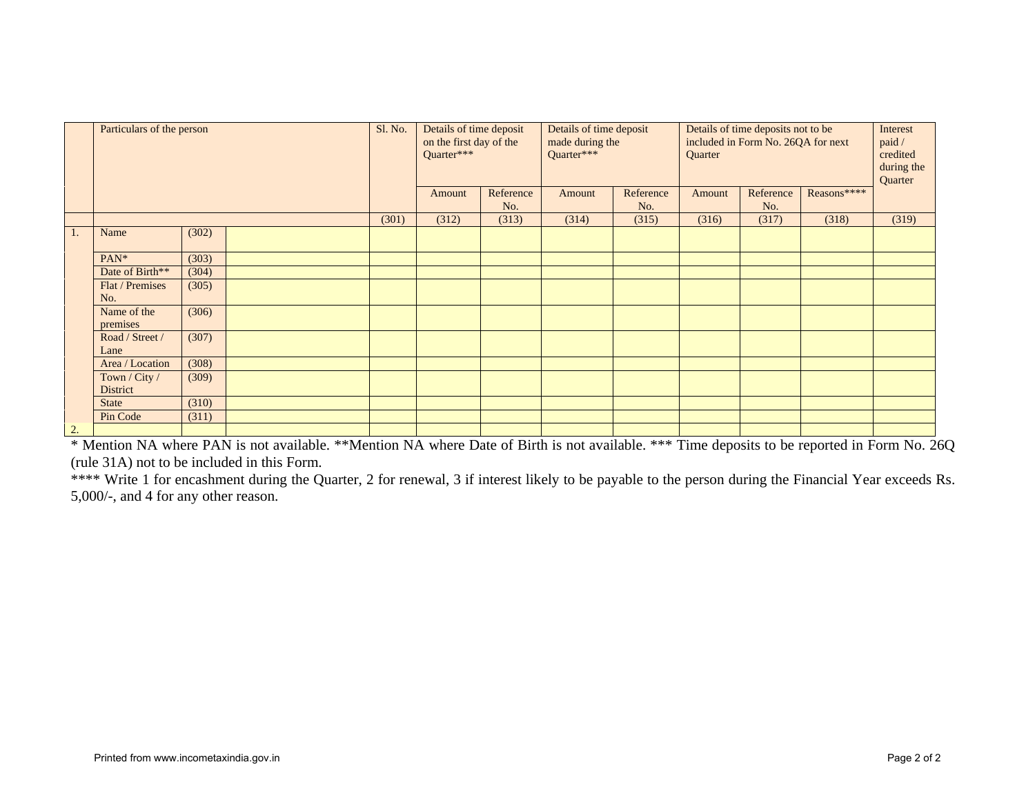| | Particulars of the person | | | Sl. No. | Details of time deposit on the first day of the Quarter*** | | Details of time deposit made during the Quarter*** | | Details of time deposits not to be included in Form No. 26QA for next Quarter | | | Interest paid / credited during the Quarter |
|---|---|---|---|---|---|---|---|---|---|---|---|---|
| | | | | | Amount | Reference No. | Amount | Reference No. | Amount | Reference No. | Reasons**** | |
| | | | | (301) | (312) | (313) | (314) | (315) | (316) | (317) | (318) | (319) |
| 1. | Name | (302) | | | | | | | | | | |
| | PAN* | (303) | | | | | | | | | | |
| | Date of Birth** | (304) | | | | | | | | | | |
| | Flat / Premises No. | (305) | | | | | | | | | | |
| | Name of the premises | (306) | | | | | | | | | | |
| | Road / Street / Lane | (307) | | | | | | | | | | |
| | Area / Location | (308) | | | | | | | | | | |
| | Town / City / District | (309) | | | | | | | | | | |
| | State | (310) | | | | | | | | | | |
| | Pin Code | (311) | | | | | | | | | | |
| 2. | | | | | | | | | | | | |

* Mention NA where PAN is not available. **Mention NA where Date of Birth is not available. *** Time deposits to be reported in Form No. 26Q (rule 31A) not to be included in this Form.

**** Write 1 for encashment during the Quarter, 2 for renewal, 3 if interest likely to be payable to the person during the Financial Year exceeds Rs. 5,000/-, and 4 for any other reason.

Printed from www.incometaxindia.gov.in